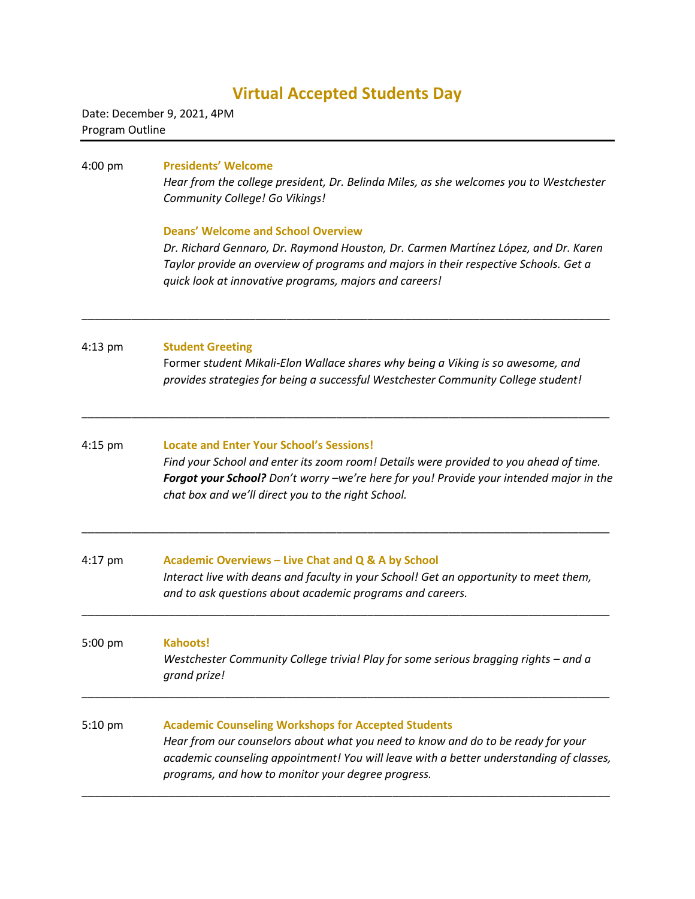# Virtual Accepted Students Day

Date: December 9, 2021, 4PM
Program Outline

---

4:00 pm **Presidents' Welcome**
*Hear from the college president, Dr. Belinda Miles, as she welcomes you to Westchester Community College! Go Vikings!*

**Deans' Welcome and School Overview**
*Dr. Richard Gennaro, Dr. Raymond Houston, Dr. Carmen Martínez López, and Dr. Karen Taylor provide an overview of programs and majors in their respective Schools. Get a quick look at innovative programs, majors and careers!*

---

4:13 pm **Student Greeting**
Former s*tudent Mikali-Elon Wallace shares why being a Viking is so awesome, and provides strategies for being a successful Westchester Community College student!*

---

4:15 pm **Locate and Enter Your School's Sessions!**
*Find your School and enter its zoom room! Details were provided to you ahead of time.* ***Forgot your School?*** *Don't worry –we're here for you! Provide your intended major in the chat box and we'll direct you to the right School.*

---

4:17 pm **Academic Overviews – Live Chat and Q & A by School**
*Interact live with deans and faculty in your School! Get an opportunity to meet them, and to ask questions about academic programs and careers.*

---

5:00 pm **Kahoots!**
*Westchester Community College trivia! Play for some serious bragging rights – and a grand prize!*

---

5:10 pm **Academic Counseling Workshops for Accepted Students**
*Hear from our counselors about what you need to know and do to be ready for your academic counseling appointment! You will leave with a better understanding of classes, programs, and how to monitor your degree progress.*

---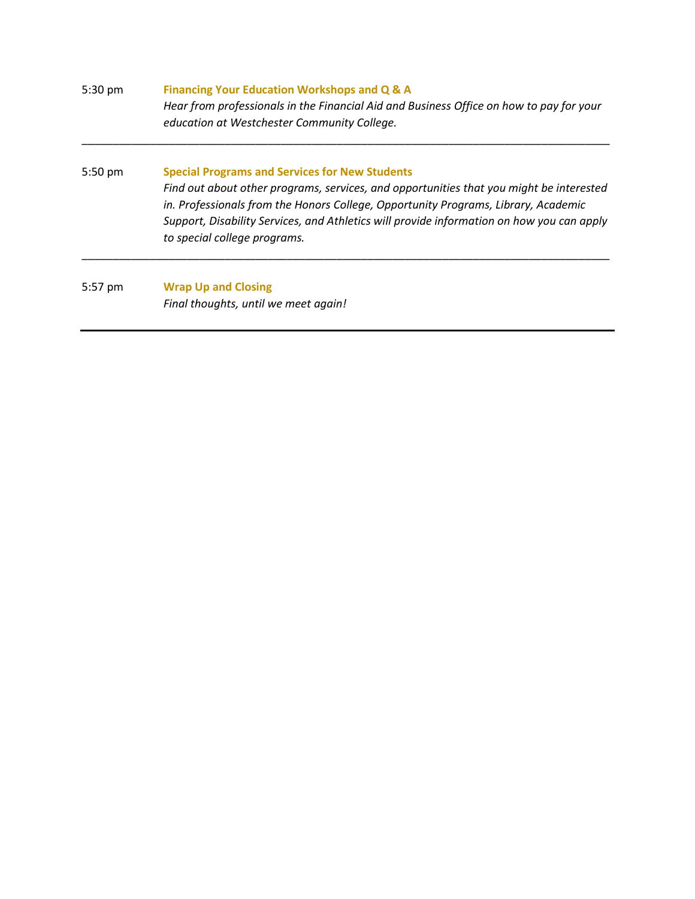5:30 pm **Financing Your Education Workshops and Q & A**
*Hear from professionals in the Financial Aid and Business Office on how to pay for your education at Westchester Community College.*

---

5:50 pm **Special Programs and Services for New Students**
*Find out about other programs, services, and opportunities that you might be interested in. Professionals from the Honors College, Opportunity Programs, Library, Academic Support, Disability Services, and Athletics will provide information on how you can apply to special college programs.*

---

5:57 pm **Wrap Up and Closing**
*Final thoughts, until we meet again!*

---